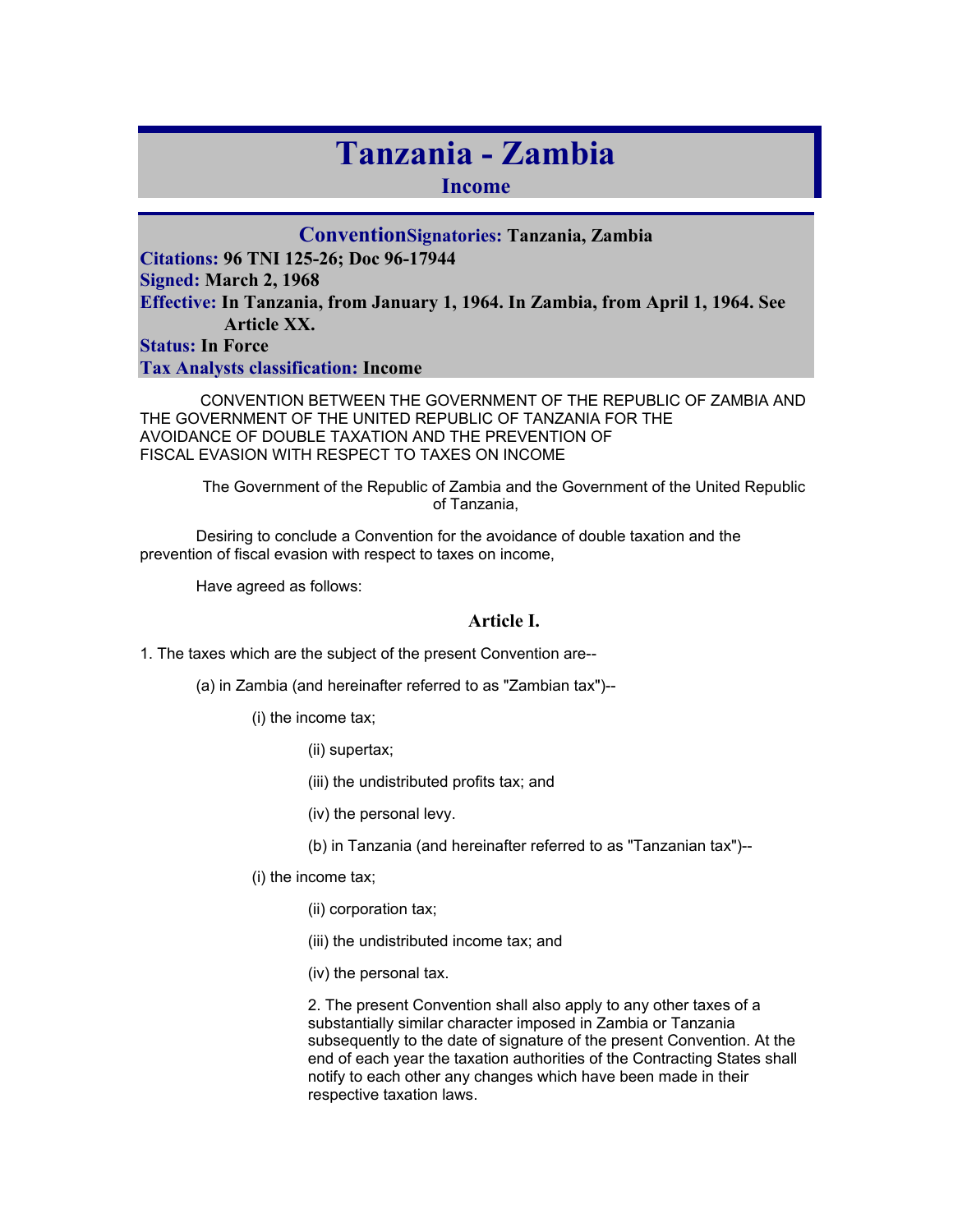# Tanzania - Zambia

## Income

**Convention** **Signatories:** Tanzania, Zambia

**Citations:** 96 TNI 125-26; Doc 96-17944

**Signed:** March 2, 1968

**Effective:** In Tanzania, from January 1, 1964. In Zambia, from April 1, 1964. See Article XX.

**Status:** In Force

**Tax Analysts classification:** Income

CONVENTION BETWEEN THE GOVERNMENT OF THE REPUBLIC OF ZAMBIA AND THE GOVERNMENT OF THE UNITED REPUBLIC OF TANZANIA FOR THE AVOIDANCE OF DOUBLE TAXATION AND THE PREVENTION OF FISCAL EVASION WITH RESPECT TO TAXES ON INCOME

The Government of the Republic of Zambia and the Government of the United Republic of Tanzania,

Desiring to conclude a Convention for the avoidance of double taxation and the prevention of fiscal evasion with respect to taxes on income,

Have agreed as follows:

### Article I.

1. The taxes which are the subject of the present Convention are--

(a) in Zambia (and hereinafter referred to as "Zambian tax")--

(i) the income tax;

(ii) supertax;

(iii) the undistributed profits tax; and

(iv) the personal levy.

(b) in Tanzania (and hereinafter referred to as "Tanzanian tax")--

(i) the income tax;

(ii) corporation tax;

(iii) the undistributed income tax; and

(iv) the personal tax.

2. The present Convention shall also apply to any other taxes of a substantially similar character imposed in Zambia or Tanzania subsequently to the date of signature of the present Convention. At the end of each year the taxation authorities of the Contracting States shall notify to each other any changes which have been made in their respective taxation laws.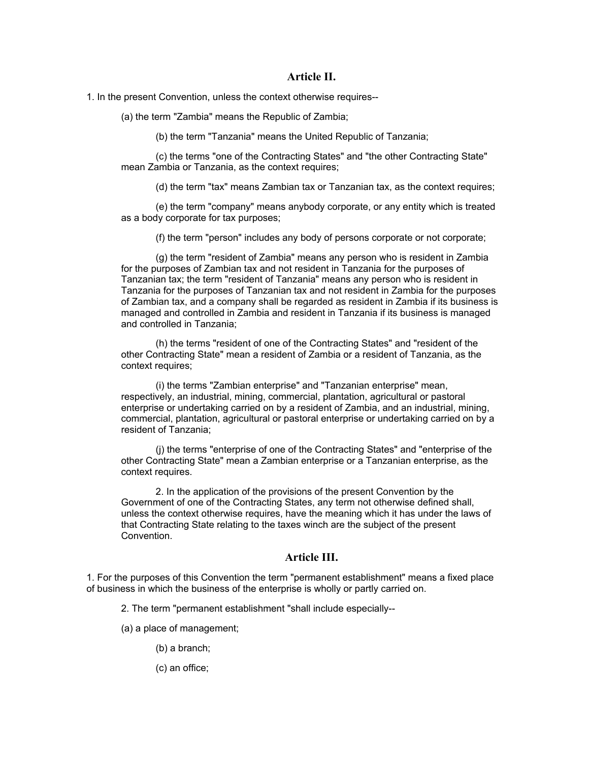## Article II.

1. In the present Convention, unless the context otherwise requires--

(a) the term "Zambia" means the Republic of Zambia;

(b) the term "Tanzania" means the United Republic of Tanzania;

(c) the terms "one of the Contracting States" and "the other Contracting State" mean Zambia or Tanzania, as the context requires;

(d) the term "tax" means Zambian tax or Tanzanian tax, as the context requires;

(e) the term "company" means anybody corporate, or any entity which is treated as a body corporate for tax purposes;

(f) the term "person" includes any body of persons corporate or not corporate;

(g) the term "resident of Zambia" means any person who is resident in Zambia for the purposes of Zambian tax and not resident in Tanzania for the purposes of Tanzanian tax; the term "resident of Tanzania" means any person who is resident in Tanzania for the purposes of Tanzanian tax and not resident in Zambia for the purposes of Zambian tax, and a company shall be regarded as resident in Zambia if its business is managed and controlled in Zambia and resident in Tanzania if its business is managed and controlled in Tanzania;

(h) the terms "resident of one of the Contracting States" and "resident of the other Contracting State" mean a resident of Zambia or a resident of Tanzania, as the context requires;

(i) the terms "Zambian enterprise" and "Tanzanian enterprise" mean, respectively, an industrial, mining, commercial, plantation, agricultural or pastoral enterprise or undertaking carried on by a resident of Zambia, and an industrial, mining, commercial, plantation, agricultural or pastoral enterprise or undertaking carried on by a resident of Tanzania;

(j) the terms "enterprise of one of the Contracting States" and "enterprise of the other Contracting State" mean a Zambian enterprise or a Tanzanian enterprise, as the context requires.

2. In the application of the provisions of the present Convention by the Government of one of the Contracting States, any term not otherwise defined shall, unless the context otherwise requires, have the meaning which it has under the laws of that Contracting State relating to the taxes winch are the subject of the present Convention.

## Article III.

1. For the purposes of this Convention the term "permanent establishment" means a fixed place of business in which the business of the enterprise is wholly or partly carried on.

2. The term "permanent establishment "shall include especially--

(a) a place of management;

(b) a branch;

(c) an office;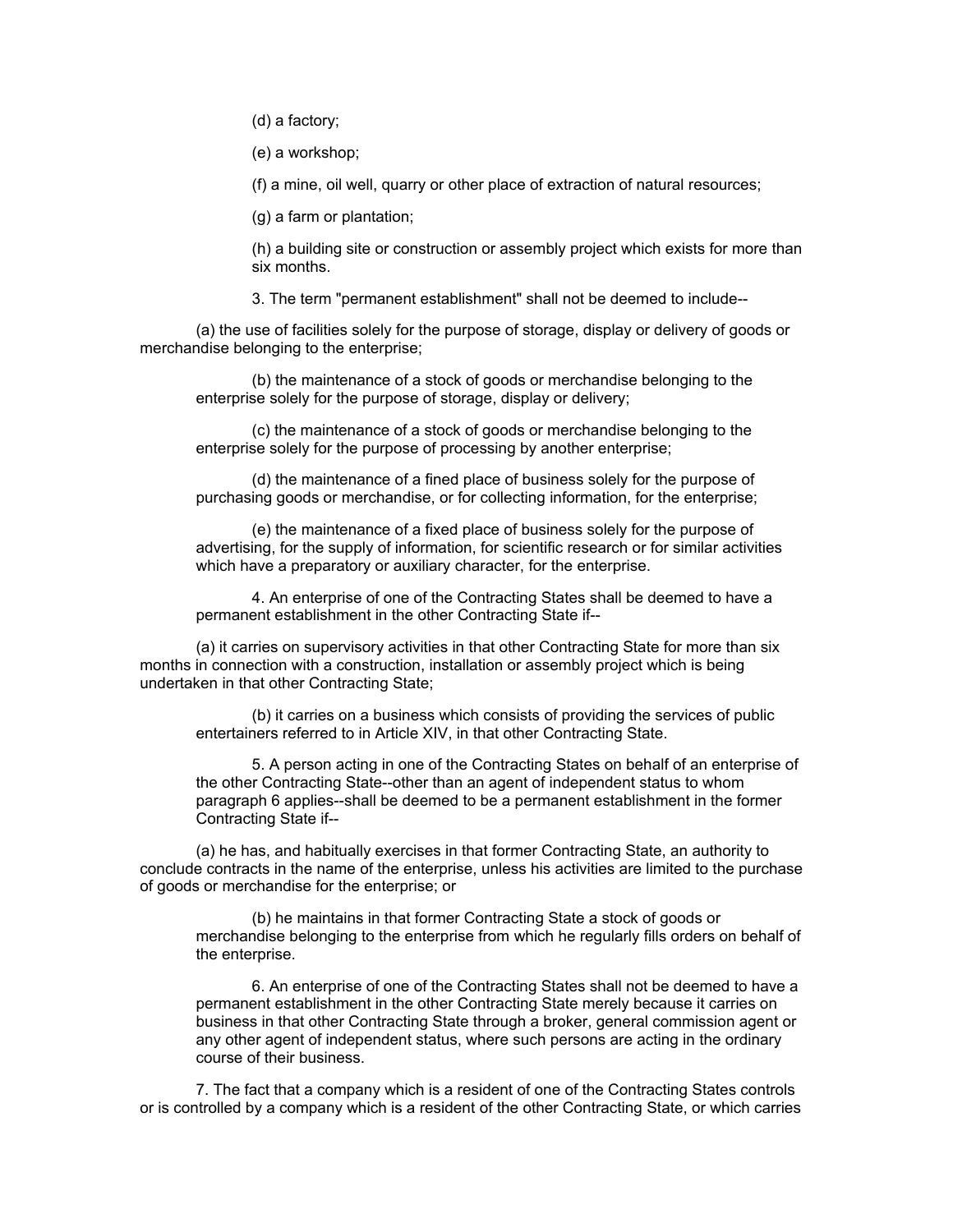(d) a factory;

(e) a workshop;

(f) a mine, oil well, quarry or other place of extraction of natural resources;

(g) a farm or plantation;

(h) a building site or construction or assembly project which exists for more than six months.

3. The term "permanent establishment" shall not be deemed to include--

(a) the use of facilities solely for the purpose of storage, display or delivery of goods or merchandise belonging to the enterprise;

(b) the maintenance of a stock of goods or merchandise belonging to the enterprise solely for the purpose of storage, display or delivery;

(c) the maintenance of a stock of goods or merchandise belonging to the enterprise solely for the purpose of processing by another enterprise;

(d) the maintenance of a fined place of business solely for the purpose of purchasing goods or merchandise, or for collecting information, for the enterprise;

(e) the maintenance of a fixed place of business solely for the purpose of advertising, for the supply of information, for scientific research or for similar activities which have a preparatory or auxiliary character, for the enterprise.

4. An enterprise of one of the Contracting States shall be deemed to have a permanent establishment in the other Contracting State if--

(a) it carries on supervisory activities in that other Contracting State for more than six months in connection with a construction, installation or assembly project which is being undertaken in that other Contracting State;

(b) it carries on a business which consists of providing the services of public entertainers referred to in Article XIV, in that other Contracting State.

5. A person acting in one of the Contracting States on behalf of an enterprise of the other Contracting State--other than an agent of independent status to whom paragraph 6 applies--shall be deemed to be a permanent establishment in the former Contracting State if--

(a) he has, and habitually exercises in that former Contracting State, an authority to conclude contracts in the name of the enterprise, unless his activities are limited to the purchase of goods or merchandise for the enterprise; or

(b) he maintains in that former Contracting State a stock of goods or merchandise belonging to the enterprise from which he regularly fills orders on behalf of the enterprise.

6. An enterprise of one of the Contracting States shall not be deemed to have a permanent establishment in the other Contracting State merely because it carries on business in that other Contracting State through a broker, general commission agent or any other agent of independent status, where such persons are acting in the ordinary course of their business.

7. The fact that a company which is a resident of one of the Contracting States controls or is controlled by a company which is a resident of the other Contracting State, or which carries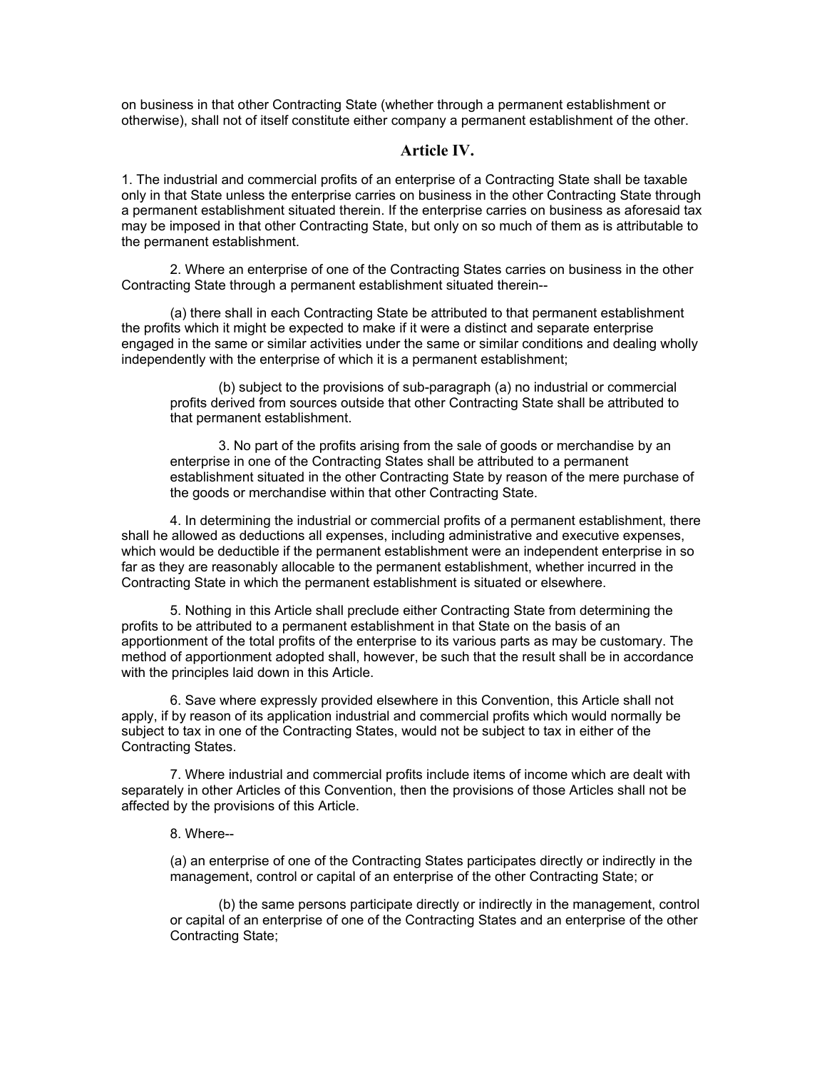on business in that other Contracting State (whether through a permanent establishment or otherwise), shall not of itself constitute either company a permanent establishment of the other.

## Article IV.

1. The industrial and commercial profits of an enterprise of a Contracting State shall be taxable only in that State unless the enterprise carries on business in the other Contracting State through a permanent establishment situated therein. If the enterprise carries on business as aforesaid tax may be imposed in that other Contracting State, but only on so much of them as is attributable to the permanent establishment.

2. Where an enterprise of one of the Contracting States carries on business in the other Contracting State through a permanent establishment situated therein--

(a) there shall in each Contracting State be attributed to that permanent establishment the profits which it might be expected to make if it were a distinct and separate enterprise engaged in the same or similar activities under the same or similar conditions and dealing wholly independently with the enterprise of which it is a permanent establishment;

(b) subject to the provisions of sub-paragraph (a) no industrial or commercial profits derived from sources outside that other Contracting State shall be attributed to that permanent establishment.

3. No part of the profits arising from the sale of goods or merchandise by an enterprise in one of the Contracting States shall be attributed to a permanent establishment situated in the other Contracting State by reason of the mere purchase of the goods or merchandise within that other Contracting State.

4. In determining the industrial or commercial profits of a permanent establishment, there shall he allowed as deductions all expenses, including administrative and executive expenses, which would be deductible if the permanent establishment were an independent enterprise in so far as they are reasonably allocable to the permanent establishment, whether incurred in the Contracting State in which the permanent establishment is situated or elsewhere.

5. Nothing in this Article shall preclude either Contracting State from determining the profits to be attributed to a permanent establishment in that State on the basis of an apportionment of the total profits of the enterprise to its various parts as may be customary. The method of apportionment adopted shall, however, be such that the result shall be in accordance with the principles laid down in this Article.

6. Save where expressly provided elsewhere in this Convention, this Article shall not apply, if by reason of its application industrial and commercial profits which would normally be subject to tax in one of the Contracting States, would not be subject to tax in either of the Contracting States.

7. Where industrial and commercial profits include items of income which are dealt with separately in other Articles of this Convention, then the provisions of those Articles shall not be affected by the provisions of this Article.

8. Where--

(a) an enterprise of one of the Contracting States participates directly or indirectly in the management, control or capital of an enterprise of the other Contracting State; or

(b) the same persons participate directly or indirectly in the management, control or capital of an enterprise of one of the Contracting States and an enterprise of the other Contracting State;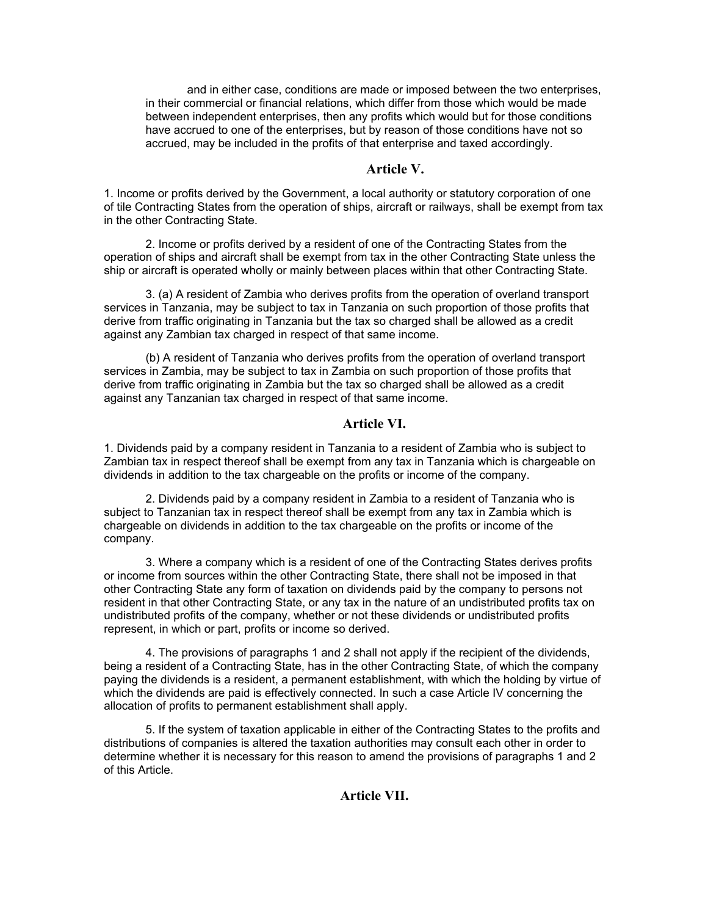and in either case, conditions are made or imposed between the two enterprises, in their commercial or financial relations, which differ from those which would be made between independent enterprises, then any profits which would but for those conditions have accrued to one of the enterprises, but by reason of those conditions have not so accrued, may be included in the profits of that enterprise and taxed accordingly.

## Article V.

1. Income or profits derived by the Government, a local authority or statutory corporation of one of tile Contracting States from the operation of ships, aircraft or railways, shall be exempt from tax in the other Contracting State.

2. Income or profits derived by a resident of one of the Contracting States from the operation of ships and aircraft shall be exempt from tax in the other Contracting State unless the ship or aircraft is operated wholly or mainly between places within that other Contracting State.

3. (a) A resident of Zambia who derives profits from the operation of overland transport services in Tanzania, may be subject to tax in Tanzania on such proportion of those profits that derive from traffic originating in Tanzania but the tax so charged shall be allowed as a credit against any Zambian tax charged in respect of that same income.

(b) A resident of Tanzania who derives profits from the operation of overland transport services in Zambia, may be subject to tax in Zambia on such proportion of those profits that derive from traffic originating in Zambia but the tax so charged shall be allowed as a credit against any Tanzanian tax charged in respect of that same income.

## Article VI.

1. Dividends paid by a company resident in Tanzania to a resident of Zambia who is subject to Zambian tax in respect thereof shall be exempt from any tax in Tanzania which is chargeable on dividends in addition to the tax chargeable on the profits or income of the company.

2. Dividends paid by a company resident in Zambia to a resident of Tanzania who is subject to Tanzanian tax in respect thereof shall be exempt from any tax in Zambia which is chargeable on dividends in addition to the tax chargeable on the profits or income of the company.

3. Where a company which is a resident of one of the Contracting States derives profits or income from sources within the other Contracting State, there shall not be imposed in that other Contracting State any form of taxation on dividends paid by the company to persons not resident in that other Contracting State, or any tax in the nature of an undistributed profits tax on undistributed profits of the company, whether or not these dividends or undistributed profits represent, in which or part, profits or income so derived.

4. The provisions of paragraphs 1 and 2 shall not apply if the recipient of the dividends, being a resident of a Contracting State, has in the other Contracting State, of which the company paying the dividends is a resident, a permanent establishment, with which the holding by virtue of which the dividends are paid is effectively connected. In such a case Article IV concerning the allocation of profits to permanent establishment shall apply.

5. If the system of taxation applicable in either of the Contracting States to the profits and distributions of companies is altered the taxation authorities may consult each other in order to determine whether it is necessary for this reason to amend the provisions of paragraphs 1 and 2 of this Article.

## Article VII.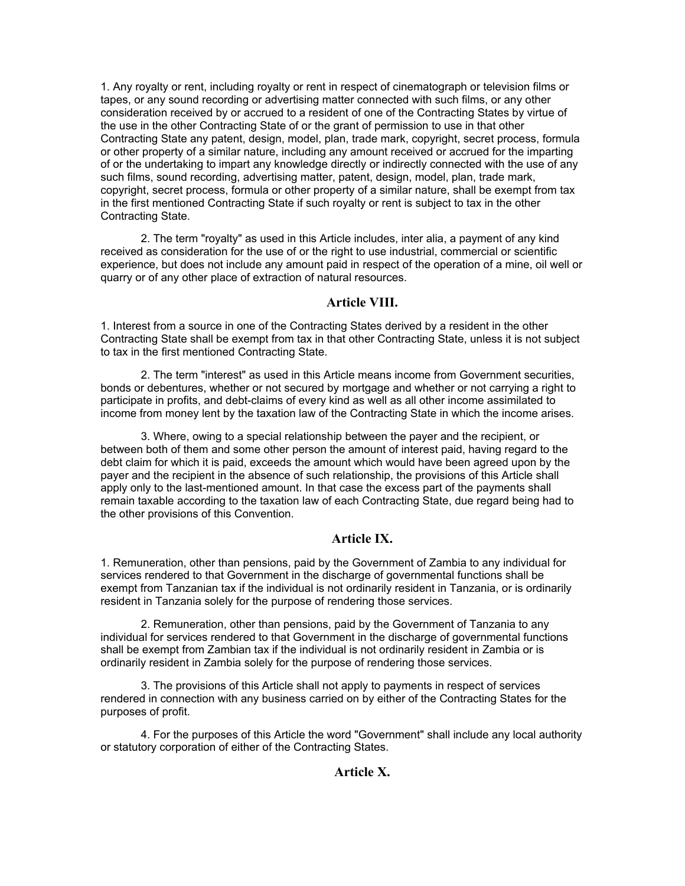1. Any royalty or rent, including royalty or rent in respect of cinematograph or television films or tapes, or any sound recording or advertising matter connected with such films, or any other consideration received by or accrued to a resident of one of the Contracting States by virtue of the use in the other Contracting State of or the grant of permission to use in that other Contracting State any patent, design, model, plan, trade mark, copyright, secret process, formula or other property of a similar nature, including any amount received or accrued for the imparting of or the undertaking to impart any knowledge directly or indirectly connected with the use of any such films, sound recording, advertising matter, patent, design, model, plan, trade mark, copyright, secret process, formula or other property of a similar nature, shall be exempt from tax in the first mentioned Contracting State if such royalty or rent is subject to tax in the other Contracting State.

2. The term "royalty" as used in this Article includes, inter alia, a payment of any kind received as consideration for the use of or the right to use industrial, commercial or scientific experience, but does not include any amount paid in respect of the operation of a mine, oil well or quarry or of any other place of extraction of natural resources.

## Article VIII.

1. Interest from a source in one of the Contracting States derived by a resident in the other Contracting State shall be exempt from tax in that other Contracting State, unless it is not subject to tax in the first mentioned Contracting State.

2. The term "interest" as used in this Article means income from Government securities, bonds or debentures, whether or not secured by mortgage and whether or not carrying a right to participate in profits, and debt-claims of every kind as well as all other income assimilated to income from money lent by the taxation law of the Contracting State in which the income arises.

3. Where, owing to a special relationship between the payer and the recipient, or between both of them and some other person the amount of interest paid, having regard to the debt claim for which it is paid, exceeds the amount which would have been agreed upon by the payer and the recipient in the absence of such relationship, the provisions of this Article shall apply only to the last-mentioned amount. In that case the excess part of the payments shall remain taxable according to the taxation law of each Contracting State, due regard being had to the other provisions of this Convention.

## Article IX.

1. Remuneration, other than pensions, paid by the Government of Zambia to any individual for services rendered to that Government in the discharge of governmental functions shall be exempt from Tanzanian tax if the individual is not ordinarily resident in Tanzania, or is ordinarily resident in Tanzania solely for the purpose of rendering those services.

2. Remuneration, other than pensions, paid by the Government of Tanzania to any individual for services rendered to that Government in the discharge of governmental functions shall be exempt from Zambian tax if the individual is not ordinarily resident in Zambia or is ordinarily resident in Zambia solely for the purpose of rendering those services.

3. The provisions of this Article shall not apply to payments in respect of services rendered in connection with any business carried on by either of the Contracting States for the purposes of profit.

4. For the purposes of this Article the word "Government" shall include any local authority or statutory corporation of either of the Contracting States.

## Article X.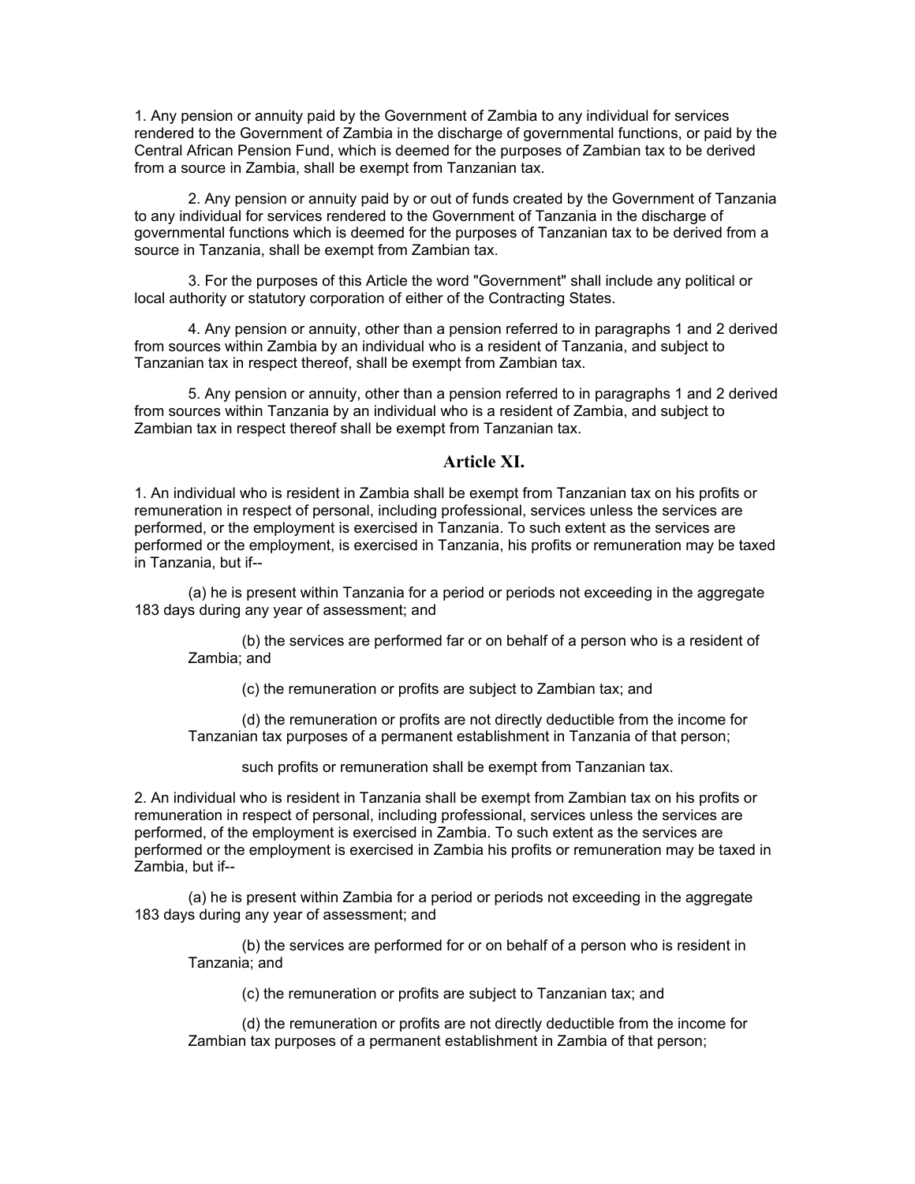1. Any pension or annuity paid by the Government of Zambia to any individual for services rendered to the Government of Zambia in the discharge of governmental functions, or paid by the Central African Pension Fund, which is deemed for the purposes of Zambian tax to be derived from a source in Zambia, shall be exempt from Tanzanian tax.

2. Any pension or annuity paid by or out of funds created by the Government of Tanzania to any individual for services rendered to the Government of Tanzania in the discharge of governmental functions which is deemed for the purposes of Tanzanian tax to be derived from a source in Tanzania, shall be exempt from Zambian tax.

3. For the purposes of this Article the word "Government" shall include any political or local authority or statutory corporation of either of the Contracting States.

4. Any pension or annuity, other than a pension referred to in paragraphs 1 and 2 derived from sources within Zambia by an individual who is a resident of Tanzania, and subject to Tanzanian tax in respect thereof, shall be exempt from Zambian tax.

5. Any pension or annuity, other than a pension referred to in paragraphs 1 and 2 derived from sources within Tanzania by an individual who is a resident of Zambia, and subject to Zambian tax in respect thereof shall be exempt from Tanzanian tax.

## Article XI.

1. An individual who is resident in Zambia shall be exempt from Tanzanian tax on his profits or remuneration in respect of personal, including professional, services unless the services are performed, or the employment is exercised in Tanzania. To such extent as the services are performed or the employment, is exercised in Tanzania, his profits or remuneration may be taxed in Tanzania, but if--

(a) he is present within Tanzania for a period or periods not exceeding in the aggregate 183 days during any year of assessment; and

(b) the services are performed far or on behalf of a person who is a resident of Zambia; and

(c) the remuneration or profits are subject to Zambian tax; and

(d) the remuneration or profits are not directly deductible from the income for Tanzanian tax purposes of a permanent establishment in Tanzania of that person;

such profits or remuneration shall be exempt from Tanzanian tax.

2. An individual who is resident in Tanzania shall be exempt from Zambian tax on his profits or remuneration in respect of personal, including professional, services unless the services are performed, of the employment is exercised in Zambia. To such extent as the services are performed or the employment is exercised in Zambia his profits or remuneration may be taxed in Zambia, but if--

(a) he is present within Zambia for a period or periods not exceeding in the aggregate 183 days during any year of assessment; and

(b) the services are performed for or on behalf of a person who is resident in Tanzania; and

(c) the remuneration or profits are subject to Tanzanian tax; and

(d) the remuneration or profits are not directly deductible from the income for Zambian tax purposes of a permanent establishment in Zambia of that person;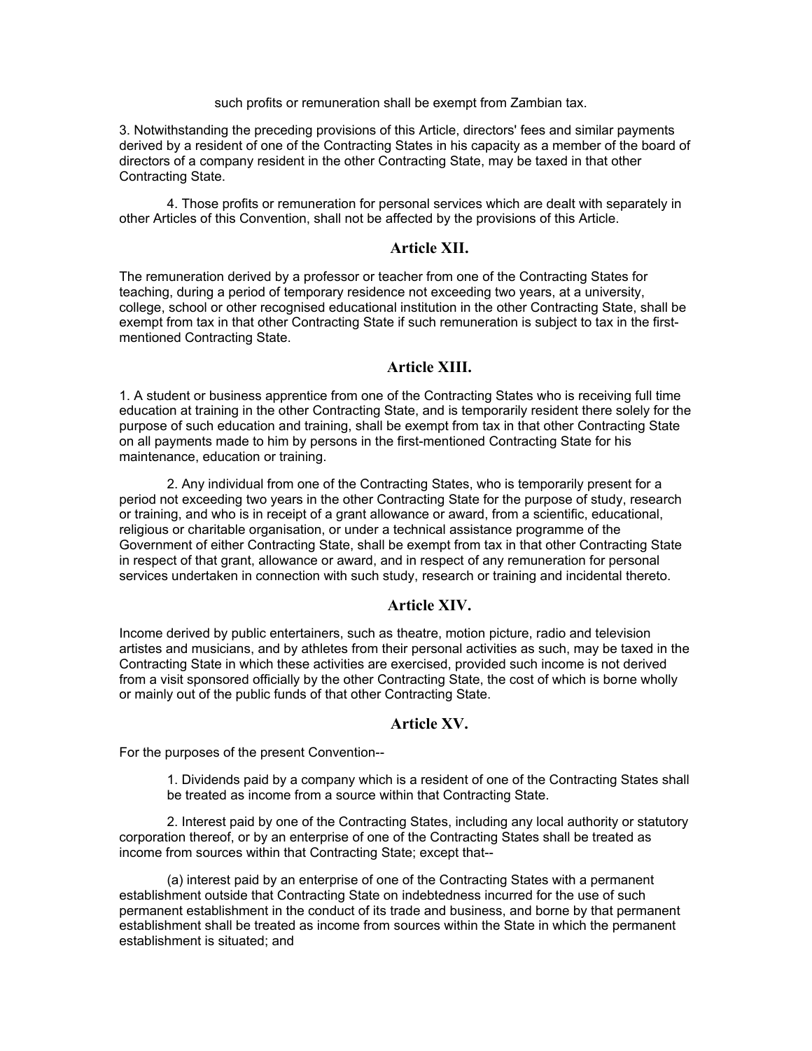such profits or remuneration shall be exempt from Zambian tax.

3. Notwithstanding the preceding provisions of this Article, directors' fees and similar payments derived by a resident of one of the Contracting States in his capacity as a member of the board of directors of a company resident in the other Contracting State, may be taxed in that other Contracting State.

4. Those profits or remuneration for personal services which are dealt with separately in other Articles of this Convention, shall not be affected by the provisions of this Article.

## Article XII.

The remuneration derived by a professor or teacher from one of the Contracting States for teaching, during a period of temporary residence not exceeding two years, at a university, college, school or other recognised educational institution in the other Contracting State, shall be exempt from tax in that other Contracting State if such remuneration is subject to tax in the first-mentioned Contracting State.

## Article XIII.

1. A student or business apprentice from one of the Contracting States who is receiving full time education at training in the other Contracting State, and is temporarily resident there solely for the purpose of such education and training, shall be exempt from tax in that other Contracting State on all payments made to him by persons in the first-mentioned Contracting State for his maintenance, education or training.

2. Any individual from one of the Contracting States, who is temporarily present for a period not exceeding two years in the other Contracting State for the purpose of study, research or training, and who is in receipt of a grant allowance or award, from a scientific, educational, religious or charitable organisation, or under a technical assistance programme of the Government of either Contracting State, shall be exempt from tax in that other Contracting State in respect of that grant, allowance or award, and in respect of any remuneration for personal services undertaken in connection with such study, research or training and incidental thereto.

## Article XIV.

Income derived by public entertainers, such as theatre, motion picture, radio and television artistes and musicians, and by athletes from their personal activities as such, may be taxed in the Contracting State in which these activities are exercised, provided such income is not derived from a visit sponsored officially by the other Contracting State, the cost of which is borne wholly or mainly out of the public funds of that other Contracting State.

## Article XV.

For the purposes of the present Convention--

1. Dividends paid by a company which is a resident of one of the Contracting States shall be treated as income from a source within that Contracting State.

2. Interest paid by one of the Contracting States, including any local authority or statutory corporation thereof, or by an enterprise of one of the Contracting States shall be treated as income from sources within that Contracting State; except that--

(a) interest paid by an enterprise of one of the Contracting States with a permanent establishment outside that Contracting State on indebtedness incurred for the use of such permanent establishment in the conduct of its trade and business, and borne by that permanent establishment shall be treated as income from sources within the State in which the permanent establishment is situated; and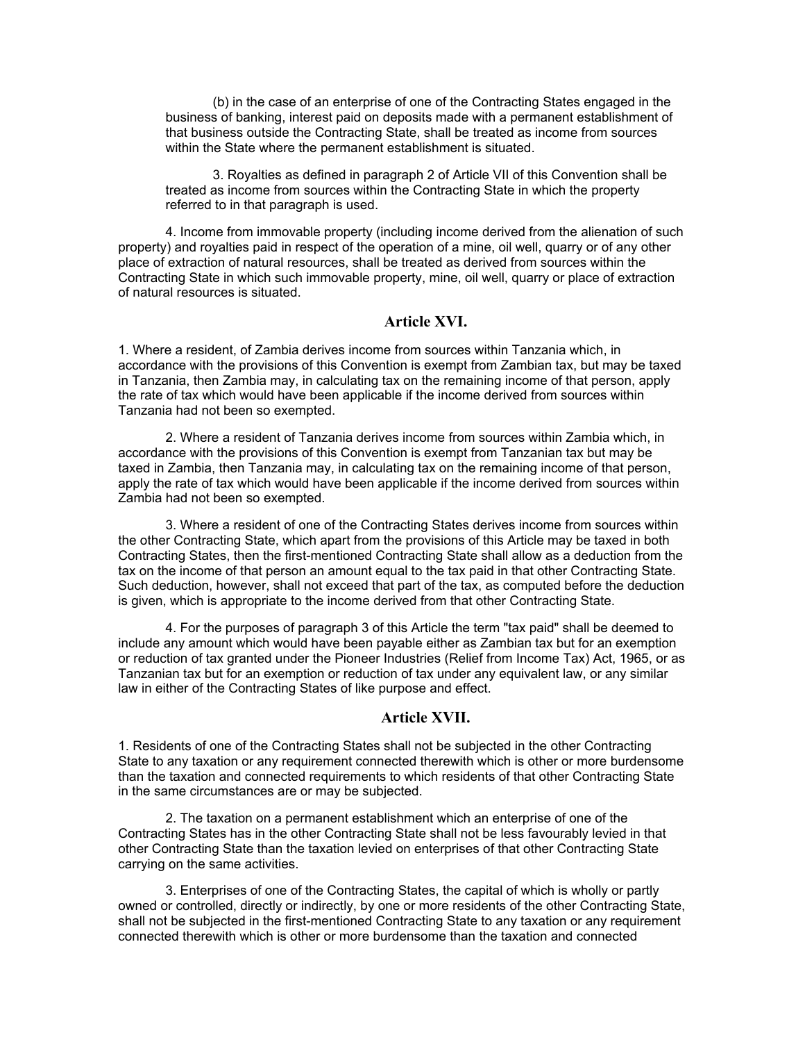(b) in the case of an enterprise of one of the Contracting States engaged in the business of banking, interest paid on deposits made with a permanent establishment of that business outside the Contracting State, shall be treated as income from sources within the State where the permanent establishment is situated.

3. Royalties as defined in paragraph 2 of Article VII of this Convention shall be treated as income from sources within the Contracting State in which the property referred to in that paragraph is used.

4. Income from immovable property (including income derived from the alienation of such property) and royalties paid in respect of the operation of a mine, oil well, quarry or of any other place of extraction of natural resources, shall be treated as derived from sources within the Contracting State in which such immovable property, mine, oil well, quarry or place of extraction of natural resources is situated.

## Article XVI.

1. Where a resident, of Zambia derives income from sources within Tanzania which, in accordance with the provisions of this Convention is exempt from Zambian tax, but may be taxed in Tanzania, then Zambia may, in calculating tax on the remaining income of that person, apply the rate of tax which would have been applicable if the income derived from sources within Tanzania had not been so exempted.

2. Where a resident of Tanzania derives income from sources within Zambia which, in accordance with the provisions of this Convention is exempt from Tanzanian tax but may be taxed in Zambia, then Tanzania may, in calculating tax on the remaining income of that person, apply the rate of tax which would have been applicable if the income derived from sources within Zambia had not been so exempted.

3. Where a resident of one of the Contracting States derives income from sources within the other Contracting State, which apart from the provisions of this Article may be taxed in both Contracting States, then the first-mentioned Contracting State shall allow as a deduction from the tax on the income of that person an amount equal to the tax paid in that other Contracting State. Such deduction, however, shall not exceed that part of the tax, as computed before the deduction is given, which is appropriate to the income derived from that other Contracting State.

4. For the purposes of paragraph 3 of this Article the term "tax paid" shall be deemed to include any amount which would have been payable either as Zambian tax but for an exemption or reduction of tax granted under the Pioneer Industries (Relief from Income Tax) Act, 1965, or as Tanzanian tax but for an exemption or reduction of tax under any equivalent law, or any similar law in either of the Contracting States of like purpose and effect.

## Article XVII.

1. Residents of one of the Contracting States shall not be subjected in the other Contracting State to any taxation or any requirement connected therewith which is other or more burdensome than the taxation and connected requirements to which residents of that other Contracting State in the same circumstances are or may be subjected.

2. The taxation on a permanent establishment which an enterprise of one of the Contracting States has in the other Contracting State shall not be less favourably levied in that other Contracting State than the taxation levied on enterprises of that other Contracting State carrying on the same activities.

3. Enterprises of one of the Contracting States, the capital of which is wholly or partly owned or controlled, directly or indirectly, by one or more residents of the other Contracting State, shall not be subjected in the first-mentioned Contracting State to any taxation or any requirement connected therewith which is other or more burdensome than the taxation and connected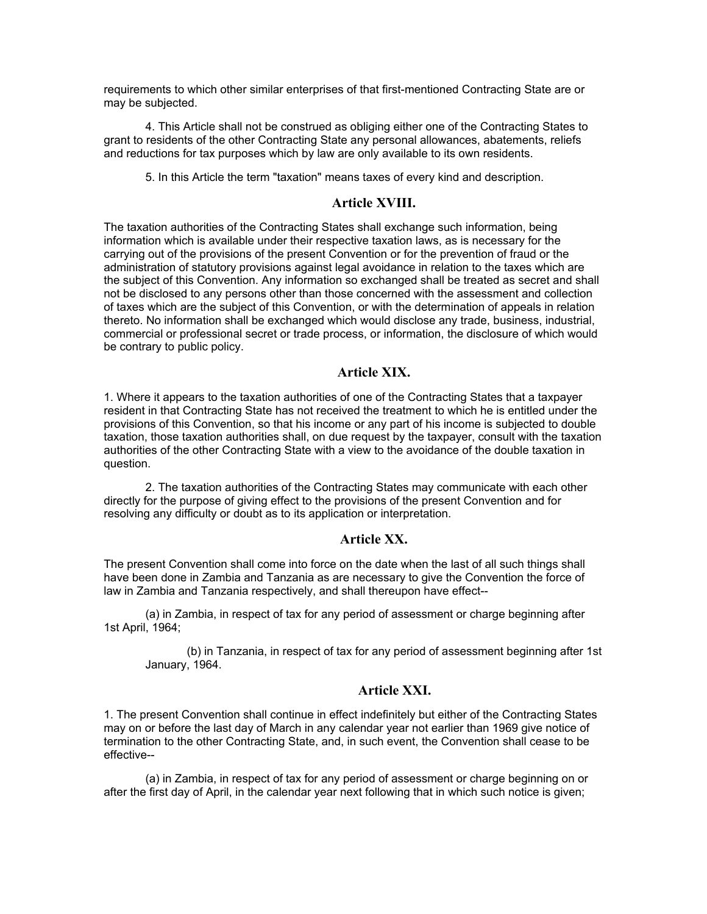requirements to which other similar enterprises of that first-mentioned Contracting State are or may be subjected.

4. This Article shall not be construed as obliging either one of the Contracting States to grant to residents of the other Contracting State any personal allowances, abatements, reliefs and reductions for tax purposes which by law are only available to its own residents.

5. In this Article the term "taxation" means taxes of every kind and description.

## Article XVIII.

The taxation authorities of the Contracting States shall exchange such information, being information which is available under their respective taxation laws, as is necessary for the carrying out of the provisions of the present Convention or for the prevention of fraud or the administration of statutory provisions against legal avoidance in relation to the taxes which are the subject of this Convention. Any information so exchanged shall be treated as secret and shall not be disclosed to any persons other than those concerned with the assessment and collection of taxes which are the subject of this Convention, or with the determination of appeals in relation thereto. No information shall be exchanged which would disclose any trade, business, industrial, commercial or professional secret or trade process, or information, the disclosure of which would be contrary to public policy.

## Article XIX.

1. Where it appears to the taxation authorities of one of the Contracting States that a taxpayer resident in that Contracting State has not received the treatment to which he is entitled under the provisions of this Convention, so that his income or any part of his income is subjected to double taxation, those taxation authorities shall, on due request by the taxpayer, consult with the taxation authorities of the other Contracting State with a view to the avoidance of the double taxation in question.

2. The taxation authorities of the Contracting States may communicate with each other directly for the purpose of giving effect to the provisions of the present Convention and for resolving any difficulty or doubt as to its application or interpretation.

## Article XX.

The present Convention shall come into force on the date when the last of all such things shall have been done in Zambia and Tanzania as are necessary to give the Convention the force of law in Zambia and Tanzania respectively, and shall thereupon have effect--

(a) in Zambia, in respect of tax for any period of assessment or charge beginning after 1st April, 1964;

(b) in Tanzania, in respect of tax for any period of assessment beginning after 1st January, 1964.

## Article XXI.

1. The present Convention shall continue in effect indefinitely but either of the Contracting States may on or before the last day of March in any calendar year not earlier than 1969 give notice of termination to the other Contracting State, and, in such event, the Convention shall cease to be effective--

(a) in Zambia, in respect of tax for any period of assessment or charge beginning on or after the first day of April, in the calendar year next following that in which such notice is given;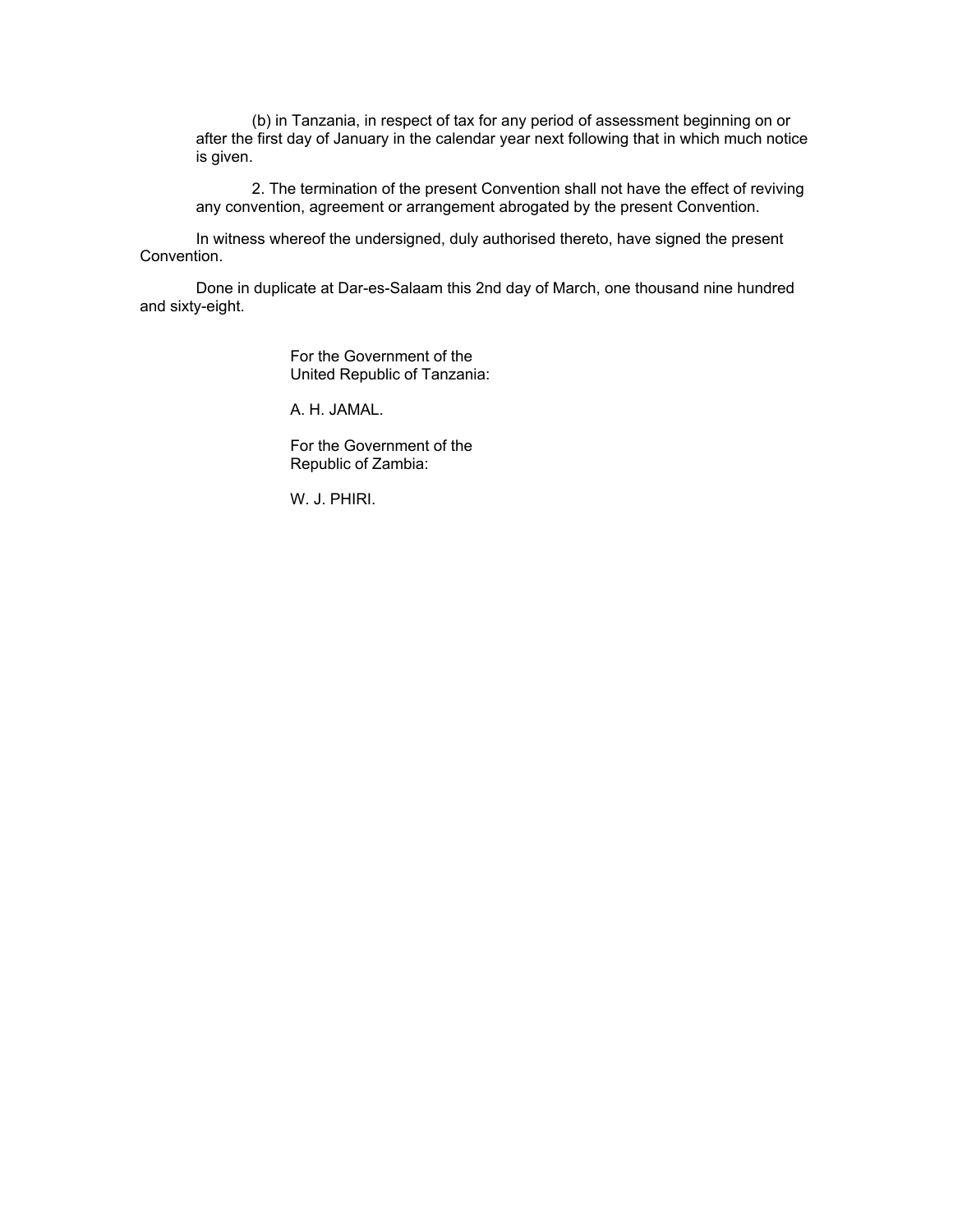(b) in Tanzania, in respect of tax for any period of assessment beginning on or after the first day of January in the calendar year next following that in which much notice is given.

2. The termination of the present Convention shall not have the effect of reviving any convention, agreement or arrangement abrogated by the present Convention.

In witness whereof the undersigned, duly authorised thereto, have signed the present Convention.

Done in duplicate at Dar-es-Salaam this 2nd day of March, one thousand nine hundred and sixty-eight.

For the Government of the
United Republic of Tanzania:

A. H. JAMAL.

For the Government of the
Republic of Zambia:

W. J. PHIRI.